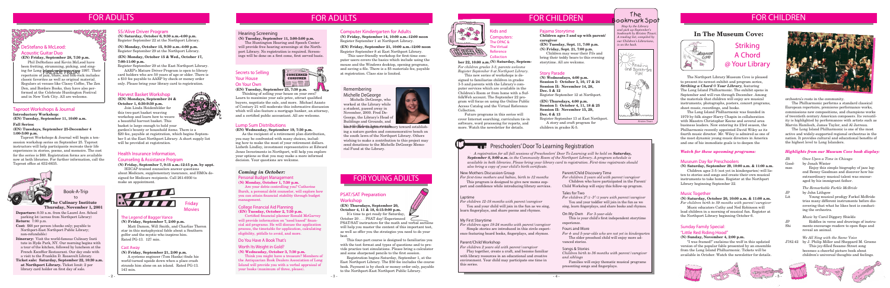# FOR ADULTS

## DeStefano & McLeod: Acoustic Guitar Duo

**(EN) Friday, September 28, 7:30 p.m.**

Phil DeStefano and Kevin McLeod have been fretting, strumming, picking, and singing for Long Island audiences since 1997. Their repertoire of jazz, blues, and folk-rock includes classic favorites as well as original material. Regulars at venues like Classy Coffee, The Zen Den, and Borders Books, they have also performed at the Celebrate Huntington Festival and in New York City. All are welcome.

FIRESIDE FRIDAY

## Taproot Workshops & Journal

**Introductory Workshop**
**(EN) Tuesday, September 11, 10:00 a.m.**

**Fall Series:**
**(EN) Tuesdays, September 25-December 4 1:00-3:00 p.m.**

Taproot Workshops & Journal will begin a ten-session workshop series on September 25. Taproot instructors will help participants recreate their life experiences in stories, poems, and memoirs. The cost for the series is $60. Registration forms are available now at both libraries. For further information, call the Taproot office at 632-6635.

## Book-A-Trip to The Culinary Institute

**Thursday, November 1, 2001**

**Departure:** 8:30 a.m. from the Laurel Ave. School parking lot (across from Northport Library)
**Return:** 7:00 p.m.
**Cost:** $68 per person (checks only; payable to Northport-East Northport Public Library; non-refundable)
**Itinerary:** Visit the world-famous Culinary Institute in Hyde Park, NY. Our morning begins with a tour of the kitchen, followed by luncheon at the French Escoffier Restaurant. Our day ends with a visit to the Franklin D. Roosevelt Library.
**Ticket sale: Saturday, September 22, 10:30 a.m. at Northport Library.** Ticket limit: 2 per library card holder on first day of sale.

## 55/Alive Driver Program

**(N) Saturday, October 6, 9:30 a.m.-4:00 p.m.**
Register September 22 at the Northport Library.

**(N) Monday, October 15, 9:30 a.m.-4:00 p.m.**
Register September 29 at the Northport Library.

**(EN) Monday, October 15 & Wed., October 17, 7:00-11:00 p.m.**
Register September 29 at the East Northport Library.

AARP's Mature Driver Program is open to library card holders who are 50 years of age or older. There is a $10 fee payable to AARP by check or money order only. Please bring your library card to registration.

## Harvest Basket Workshop

**(EN) Mondays, September 24 & October 1, 6:30-9:30 p.m.**

Join Linda Heidenfelder for this two-part basket weaving workshop and learn how to weave a beautiful harvest basket. This basket is large enough to hold your garden's bounty or household items. There is a $20 fee, payable at registration, which begins September 8 at the East Northport Library. A short supply list will be provided at registration.

## Health Insurance Information, Counseling & Assistance Program

**(N) Friday, September 7, 9:15 a.m.-12:15 p.m. by appt.**

HIICAP-trained counselors answer questions about Medicare, supplementary insurance, and HMOs designed for Medicare recipients. Call 261-6930 to make an appointment.

## Friday Movies

### The Legend of Bagger Vance

**(N) Friday, September 7, 2:00 p.m.**

Matt Damon, Will Smith, and Charlize Theron star in this metaphysical fable about a Southern golfer and the mystic who inspires him. Rated PG-13. 127 min.

### Cast Away

**(N) Friday, September 21, 2:00 p.m.**

A systems engineer (Tom Hanks) finds his world turned upside down when a plane crash strands him alone on an island. Rated PG-13. 143 min.

## Hearing Screening

**(N) Tuesday, September 11, 3:00-5:00 p.m.**

The Huntington Hearing and Speech Center will provide free hearing screenings at the Northport Library. No registration is required. Screenings will be done on a first come, first served basis.

## Secrets to Selling Your House On Your Own

**(EN) Tuesday, September 25, 7:30 p.m.**

Thinking of selling your house on your own? Learn to maximize your sale price, attract qualified buyers, negotiate the sale, and more. Michael Azzara of Century 21 will moderate this informative discussion which will also feature a mortgage banker, an attorney, and a certified public accountant. All are welcome.

## Lump Sum Distributions

**(EN) Wednesday, September 19, 7:30 p.m.**

As the recipient of a retirement plan distribution, you may be confronted with many choices, including how to make the most of your retirement dollars. Lisbeth Lindley, investment representative at Edward Jones Investments in Northport, will help you explore your options so that you may make a more informed decision. Your questions are welcome.

## Computer Kindergarten for Adults

**(N) Friday, September 14, 10:00 a.m.-12:00 noon**
Register September 1 at Northport Library.

**(EN) Friday, September 21, 10:00 a.m.-12:00 noon**
Register September 8 at East Northport Library.

This user-friendly workshop for first-time computer users covers the basic skills which include using the mouse and the Windows desktop, opening programs, and saving a file. There is a $5 materials fee, payable at registration. Class size is limited.

## Remembering Michelle DeGeorge

Michelle DeGeorge, who worked at the Library while a student, passed away in November, 2000. Fred DeGeorge, the Library's Head of Buildings and Grounds, and his family have made a contribution toward establishing a nature garden and commemorative bench on the south lawn of the Northport Library. Others wishing to make a contribution to this project may send donations to the Michelle DeGeorge Memorial Fund at the Library.

## Coming in October:

### Personal Budget Management

**(N) Monday, October 1, 7:30 p.m.**

Are your debts controlling you? Catherine Burch, a personal debt counselor, will explore how you can attain financial stability through budget management.

### College Financial Aid Planning

**(EN) Tuesday, October 2, 7:30 p.m.**

Certified financial planner Ronald McGarvey will provide information on "need based" financial aid programs. He will discuss the application process, the timetable for application, calculating eligibility, pitfalls to avoid, and more.

### Do You Have A Book That's Worth its Weight in Gold?

**(N) Wednesday, October 3, 7:30 p.m.**

Think you might have a treasure? Members of the Antiquarian Book Dealers Association of Long Island will provide you with a verbal appraisal of your books (maximum of three, please).

# FOR YOUNG ADULTS

## PSAT/SAT Preparation Workshop

**(EN) Thursdays, September 20, October 4, 11 & 18, 6:15-9:00 p.m.**

It's time to get ready for Saturday, October 20 . . . PSAT day! Experienced PSAT/SAT instructors for the math and verbal sections will help you master the content of this important test, as well as offer you the strategies you need to do your best.

This four-part course is designed to familiarize you with the test format and types of questions and to provide practice test simulations. Please bring a calculator and some sharpened pencils to the first session.

Registration begins Saturday, September 1, at the East Northport Library. The $50 fee includes the course book. Payment is by check or money order only, payable to the Northport-East Northport Public Library.

# FOR CHILDREN

## Kids and Computers: The OPAC & The Virtual Reference Collection

**(N) Saturday, September 22, 10:00 a.m.**

*For children grades 3-5; parents welcome*
*Register September 8 at Northport Library.*

This new series of workshops is designed to familiarize children in grades 3-5 and parents with the Library's computer services which are available in the Children's Room or from home with a SuffolkWeb account. The September 22 program will focus on using the Online Public Access Catalog and the Virtual Reference Collection.

Future programs in this series will cover Internet searching, curriculum tie-in software, word processing for reports, and more. Watch the newsletter for details.

## Pajama Storytime

**Children ages 3 and up with parent/caregiver**
**(EN) Tuesday, Sept. 11, 7:00 p.m.**
**(N) Friday, Sept. 21, 7:00 p.m.**

Children may wear their PJs and bring their teddy bears to this evening storytime. All are welcome.

## Story Parade

**(N) Wednesdays, 4:00 p.m.**
**Session I: October 3, 10, 17 & 24**
**Session II: November 14, 28, Dec. 5 & 12**
Register September 12 at Northport.

**(EN) Thursdays, 4:00 p.m.**
**Session I: October 4, 11, 18 & 25**
**Session II: November 15, 29, Dec. 6 & 13**
Register September 13 at East Northport.

A story and craft program for children in grades K-5.

## The Bookmark Spot

*Stop by the Library and pick up September's bookmark by Kristen Tinari. A reading list, compiled by our Children's Librarians, is on the back.*

Reading and Soccer are Fun!

Kristen Tinari

## Preschoolers' Door To Learning Registration

*A registration for all fall sessions of Preschoolers' Door To Learning will be held on **Saturday, September 8, 9:00 a.m.** in the Community Room of the Northport Library. A program schedule is available in both libraries. Please bring your library card to registration. First-time registrants should also bring a copy of your child's birth certificate.*

### New Mothers Discussion Group

*For first-time mothers and babies, birth to 12 months*

This program is designed to give new moms support and confidence while introducing library services.

### Laptime

*For children 12-18 months with parent/caregiver*

You and your child will join in the fun as we sing, learn fingerplays, and share poems and rhymes.

### My First Storytime

*For children ages 18-24 months with parent/caregiver*

Simple stories are introduced in this circle experience featuring board books, fingerplays, and rhymes.

### Parent/Child Workshop

*For children 2 years old with parent/caregiver*

Play together, create a craft, and become familiar with library resources in an educational and creative environment. Your child may participate one time in this series.

### Parent/Child Discovery Time

*For children 2 years old with parent/caregiver*

Children who have participated in the Parent/Child Workshop will enjoy this follow-up program.

### Tales for Two

*For children 2½-3½ years with parent/caregiver*

You and your toddler will join in the fun as we sing, learn fingerplays, and share books and rhymes.

### On My Own

*For 3-year-olds*

This is your child's first independent storytime experience.

### Fours and More

*For 4- and 5-year-olds who are not yet in kindergarten*

The older preschool child will enjoy more advanced stories.

### Songs & Stories

*Children birth to 36 months with parent/caregiver and siblings*

Families will enjoy thematic musical programs presenting songs and fingerplays.

## In The Museum Cove:

## Striking A Chord @ Your Library

The Northport Library Museum Cove is pleased to present its newest exhibit and program series, *Striking a Chord @ Your Library*, featuring The Long Island Philharmonic. The exhibit opens in September and will run through December. Among the materials that children will enjoy are musical instruments, photographs, posters, concert programs, sheet music, recordings, and books.

The Long Island Philharmonic was founded in 1979 by folk singer Harry Chapin in collaboration with Maestro Christopher Keene and several area business leaders. Now entering its 23rd season, the Philharmonic recently appointed David Wiley as its fourth music director. Mr. Wiley is admired as one of the most dynamic young music directors in America and one of his immediate goals is to deepen the orchestra's roots in the community.

The Philharmonic performs a standard classical European repertoire, premieres performance works, commissions new compositions, and champions works of twentieth century American composers. Its versatility is highlighted by performances with artists such as Marvin Hamlisch, James Taylor, and Al Jarreau.

The Long Island Philharmonic is one of the most active and widely-supported regional orchestras in the nation. It provides cultural and educational benefits of the highest level to Long Islanders.

### Watch for these upcoming programs:

#### Museum Day for Preschoolers

**(N) Saturday, September 29, 10:00 a.m. & 11:00 a.m.**

Children ages 3-5 (not yet in kindergarten) will listen to stories and songs and create their own musical instruments to take home. Register at the Northport Library beginning September 22.

#### Music Together

**(N) Saturday, October 20, 10:00 a.m. & 11:00 a.m.**
*For children birth to 59 months with parent/caregiver*

Music educators Cathy and Ned Robinson will lead children in a morning of musical fun. Register at the Northport Library beginning October 6.

#### Sunday Family Special: "Little Red Riding Hood"

**(N) Sunday, November 4, 2:00 p.m.**

"I was framed!" exclaims the wolf in this updated version of the popular fable presented by an ensemble from the Long Island Philharmonic. Tickets will be available in October. Watch the newsletter for details.

### Highlights from our Museum Cove book display:

**JB Goodman** — *Once Upon a Time in Chicago* by Jonah Winter
Enjoy this simple biography of jazz legend Benny Goodman and discover how his extraordinary musical talent was encouraged by his immigrant father.

**JP Lit** — *The Remarkable Farkle McBride* by John Lithgow
Young musical prodigy Farkel McBride tries many different instruments before discovering that what he likes best is conducting the orchestra.

**JP Shi** — *Music* by Carol Diggory Shields
Rollicking verse and drawings of instruments encourage readers to open flaps and reveal an answer.

**J782.42** — *We All Sing with the Same Voice* by J. Philip Miller and Sheppard M. Greene
This joy-filled Sesame Street song becomes a cheerful picture book about children's universal thoughts and feelings.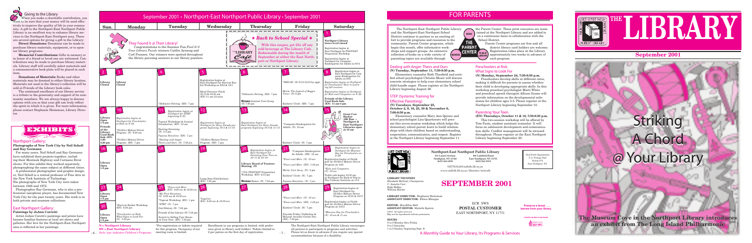## Giving to the Library

When you make a charitable contribution, you want to be sure that your money will be used effectively to improve the quality of life in your community. A gift to the Northport-East Northport Public Library is an excellent way to enhance library services to the Northport-East Northport area. There are several options for giving a gift to the Library:

**Direct Donations:** Donations can be made to purchase library materials, equipment, or to sponsor library programs.

**Memorial Contributions:** Gifts in memory or in honor of a friend or loved one are welcomed. Contributions may be made to purchase library materials. Library staff will carefully select materials and a commemorative book plate will be placed in each item.

**Donations of Materials:** Books and other materials may be donated to either library location. Materials not used in the library's collection will be sold at Friends of the Library book sales.

The continued excellence of our library service is a tribute to the generosity and support of the community members. We are always happy to discuss options with you so that your gift can truly reflect the spirit in which it is given. For more information, please contact Stephanie Heineman, Library Director.

## EXHIBITS

### Northport Gallery:

**Photographs of New York City by Neil Scholl and Ray Germann**

For many years, Neil Scholl and Ray Germann have exhibited their projects together, including their Montauk Highway and Carmans River shows. For this exhibit they worked separately, photographing the same subject at different times.

A professional photographer and graphic designer, Neil Scholl is a retired professor of Fine Arts at the New York Institute of Technology. His photographs of New York City were taken between 1948 and 1972.

Photographer Ray Germann, who is also a professional saxophone player, has documented New York City for the past twenty years. His work is in both private and museum collections.

### East Northport Gallery:

**Paintings by JoAnn Corretti**

Artist JoAnn Corretti's paintings and prints have become familiar features at local art shows and galleries. Her love for the East Northport Northport area is reflected in her paintings.

## September 2001 • Northport-East Northport Public Library • September 2001

| Sun. | Monday | Tuesday | Wednesday | Thursday | Friday | Saturday |
|---|---|---|---|---|---|---|
| | | **They Found It @ Their Library!** Congratulations to the Summer Fun *Find It @ Your Library Puzzle* winners Caitlin Aymong and Carl Fransen. Our winners were spotted throughout the library perusing answers to our library puzzlers. | | **★ Back to School Special ★** With this coupon, get 25¢ off any cold beverage at The Library Cafe. Redeemable during the month of September at either the East Northport or Northport Library. | | **1** Northport Library lower level closed<br>Registration begins at East Northport for PSAT/SAT Preparation Workshop<br>Registration begins at Northport for Computer Kindergarten for Adults on 9/14 |
| **2** Library Closed | **3** Library Closed | **4**<br>*Defensive Driving (EN) 7 pm | **5** Registration begins at East Northport for Harvest Basket Workshop on 9/24 & 10/1<br>Blood Pressure Check (N) 9:30-10:30 am (EN) 11 am-12 noon | **6**<br>*Defensive Driving (EN) 7 pm<br>*Netwaves* Internet User Group (N) 7:30 pm | **7**<br>*HIICAP (N) 9:15-12:15 by appt.<br>*Movie: The Legend of Bagger Vance* (N) 2 pm<br>Knitters' Circle (EN) 7 pm | **8** Registration begins at East Northport for Computer Kindergarten for Adults on 9/21<br>*Registration begins at Northport for Preschoolers' Door to Learning fall sessions*<br>*Registration begins at Northport for Kids and Computers on 9/22*<br>**Friends of the Library Used Book Sale (EN) 11 am-4 pm** |
| **9** Library Open 1-5 pm<br>**Friends of the Library Used Book Sale (EN) 1:30-4:30 pm** | **10**<br>*Registration begins at Northport for Preschoolers at Risk on 9/24*<br>*55/Alive Mature Driver Program (N) 9:30 am<br>*55/Alive Mature Driver Program (EN) 7 pm | **11** *Registration begins at Northport for STEP beginning 9/25*<br>Taproot Workshop & Journal Introduction (EN) 10 am<br>Hearing Screening (N) 3-5 pm<br>*Pajama Storytime (EN) 7 pm*<br>*Dealing with Anger: Theirs and Ours (N) 7:30 pm | **12**<br>*Registration begins at Northport for Story Parade programs beginning 10/3 & 11/14*<br>*55/Alive Mature Driver Program (EN) 7 pm | **13**<br>*Registration begins at East Northport for Story Parade programs beginning 10/4 & 11/15* | **14**<br>*Computer Kindergarten for Adults (N) 10 am<br>Knitters' Circle (N) 7 pm | **15** **Great Cow Harbor 10K Run — Northport & East Northport Libraries open at 10 am** |
| **16** Library Open 1-5 pm | **17** | **18** | **19**<br>Lump Sum Distributions (EN) 7:30 pm | **20** *Registration begins at East Northport for Parenting Your Teen on 10/11 & 10/18*<br>**Library Board of Trustees Meeting (N)**<br>*(%A) PSAT/SAT Preparation Workshop (EN) 6:15 pm<br>*Netwaves* Basics (N) 7:30 pm | **21**<br>*Computer Kindergarten for Adults (EN) 10 am<br>*Fours and More (N) 10 am<br>*Fours and More (EN) 1:30 pm<br>*Movie: Cast Away* (N) 2 pm<br>Knitters' Circle (N) 7 pm<br>*Pajama Storytime (N) 7 pm* | **22** *Registration begins at Northport for Museum Tales for Preschoolers on 9/29*<br>Registration begins at Northport for 55/Alive Mature Driver Program on 10/4<br>*Kids and Computers (N) 10 am*<br>Ticket sale begins 10:30 am at Northport for Book-A-Trip to The Culinary Institute on 11/1 |
| **23** Library Open 1-5 pm<br>**30** Library Open 1-5 pm | **24**<br>*Harvest Basket Workshop (EN) 6:30 pm<br>*Preschoolers at Risk: What Signs to Look For (N) 7:30 pm* | **25**<br>*Fours and More (EN) 9:30 am & 10:30 am<br>*My First Storytime (N) 9:30 am & 10:30 am<br>*Taproot Workshop (EN) 1 pm<br>*STEP (N) 7 pm<br>Oral History (N) 7:30 pm<br>Friends of the Library (N) 7:30 pm<br>Secrets to Selling Your Home on Your Own (EN) 7:30 pm | **26**<br>*Laptime (EN) 9:30 am & 10:30 am* | **27** | **28**<br>*Fours and More (N) 10 am<br>*Fours and More (EN) 1:30 pm<br>Knitters' Circle (EN) 7 pm<br>Fireside Friday: DeStefano & McLeod: Acoustic Guitar Duo (EN) 7:30 pm | **29** Registration begins at East Northport for 55/Alive Mature Driver Program on 10/15 & 10/17<br>Registration begins at Northport for 55/Alive Mature Driver Program on 10/15<br>*Museum Day for Preschoolers (N) 10 am & 11 am* |

**N = Northport Library**
**EN = East Northport Library**
*Italic type indicates Children's Programs.*

*Pre-registration or tickets required for this program. Occupancy of our meeting room is limited.

Enrollment in our programs is limited, with preference given to library card holders. Tickets limited to 2 per patron on the first day of registration.

The Northport-East Northport Public Library encourages all patrons to participate in programs and activities. Please let us know in advance if you require any special accommodations because of a disability.

## FOR PARENTS

The Northport-East Northport Public Library and the Northport-East Northport School District continue to partner in an exciting effort to provide programs and resources to the community. Parent Center programs, which begin this month, offer informative workshops and support groups. An extensive collection of books on a wide variety of parenting topics are available through the Parent Center. These print resources are maintained at the Northport Library and are added to on a continuous basis in collaboration with the School District.

Parent Center programs are free and all district library card holders are welcome. Registration takes place at the Library approximately two weeks in advance of each program.

### Dealing with Anger: Theirs and Ours

**(N) Tuesday, September 11, 7:30-8:30 p.m.**

Elementary counselor Beth Theofield and certified school psychologist Christie Moser will discuss concrete strategies to help your elementary school child handle anger. Please register at the Northport Library beginning August 28.

### STEP (Systemic Training for Effective Parenting)

**(N) Tuesdays, September 25, October 2, 9, 16, 23, 30 & November 6, 7:00-8:30 p.m.**

Elementary counselor Mary Ann Quince and school psychologist Lisa Quartararo will present this seven-session workshop which helps the elementary school parent learn to build relationships with their children based on understanding, cooperation, communication, and respect. Register at the Northport Library beginning September 11.

### Preschoolers at Risk: What Signs to Look For

**(N) Monday, September 24, 7:30-8:30 p.m.**

Preschoolers develop skills at different rates, making it difficult for parents to assess whether their child is developing appropriate skills. In this workshop preschool psychologist Marti White and preschool speech therapist Allison Gianno will provide information on the developmental milestones for children ages 3-5. Please register at the Northport Library beginning September 10.

### Parenting Your Teen

**(EN) Thursdays, October 11 & 18, 7:30-8:30 p.m.**

This two-session workshop will be offered by Tom Fazio, student assistant counselor. It will focus on adolescent development and communication skills. Conflict management will be stressed throughout. Please register at the East Northport Library beginning September 20.

**Northport-East Northport Public Library**

151 Laurel Avenue, Northport, NY 11768, (631) 261-6930
185 Larkfield Road, East Northport, NY 11731, (631) 261-2313

NETWALK@suffolk.lib.ny.us
www.suffolk.lib.ny.us/libraries/netwalk

Non-Profit Organization
U.S. Postage Paid
Permit #78
East Northport, NY

**LIBRARY TRUSTEES**
Elizabeth McDevitt, Chairperson
C. Annette Carr
Ruth McKay
William Martin

**LIBRARY DIRECTOR:** Stephanie Heineman
**ASSISTANT DIRECTOR:** Eileen Minogue

**EDITOR:** MaryEllen Mall
**ASSISTANT EDITOR:** Michelle Epstein
©2001. All rights reserved.
May not be reproduced without permission.

**HOURS**
9 to 9 Monday thru Friday
9 to 5 Saturday
1 to 5 Sunday (beginning Sept. 9)

## SEPTEMBER 2001

ECR WSS
**POSTAL CUSTOMER**
EAST NORTHPORT, NY 11731

**Preserve a forest . . . borrow from your library.**

A Monthly Guide to Your Library, Its Programs & Services

# THE LIBRARY

**September 2001**

# Striking A Chord @ Your Library

**The Museum Cove in the Northport Library introduces an exhibit from The Long Island Philharmonic**